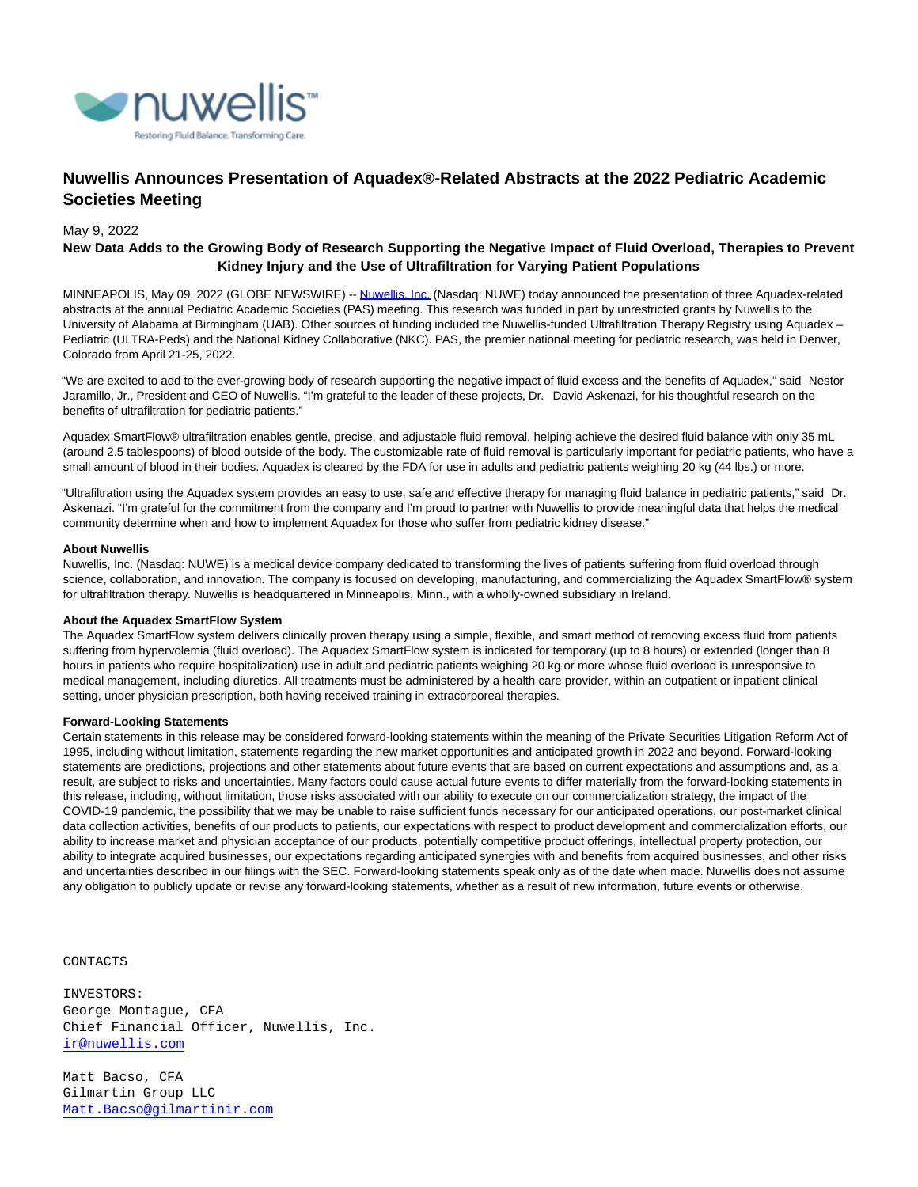nuwellis™

Restoring Fluid Balance. Transforming Care.

# Nuwellis Announces Presentation of Aquadex®-Related Abstracts at the 2022 Pediatric Academic Societies Meeting

May 9, 2022

**New Data Adds to the Growing Body of Research Supporting the Negative Impact of Fluid Overload, Therapies to Prevent Kidney Injury and the Use of Ultrafiltration for Varying Patient Populations**

MINNEAPOLIS, May 09, 2022 (GLOBE NEWSWIRE) -- Nuwellis, Inc. (Nasdaq: NUWE) today announced the presentation of three Aquadex-related abstracts at the annual Pediatric Academic Societies (PAS) meeting. This research was funded in part by unrestricted grants by Nuwellis to the University of Alabama at Birmingham (UAB). Other sources of funding included the Nuwellis-funded Ultrafiltration Therapy Registry using Aquadex – Pediatric (ULTRA-Peds) and the National Kidney Collaborative (NKC). PAS, the premier national meeting for pediatric research, was held in Denver, Colorado from April 21-25, 2022.

"We are excited to add to the ever-growing body of research supporting the negative impact of fluid excess and the benefits of Aquadex," said Nestor Jaramillo, Jr., President and CEO of Nuwellis. "I'm grateful to the leader of these projects, Dr. David Askenazi, for his thoughtful research on the benefits of ultrafiltration for pediatric patients."

Aquadex SmartFlow® ultrafiltration enables gentle, precise, and adjustable fluid removal, helping achieve the desired fluid balance with only 35 mL (around 2.5 tablespoons) of blood outside of the body. The customizable rate of fluid removal is particularly important for pediatric patients, who have a small amount of blood in their bodies. Aquadex is cleared by the FDA for use in adults and pediatric patients weighing 20 kg (44 lbs.) or more.

"Ultrafiltration using the Aquadex system provides an easy to use, safe and effective therapy for managing fluid balance in pediatric patients," said Dr. Askenazi. "I'm grateful for the commitment from the company and I'm proud to partner with Nuwellis to provide meaningful data that helps the medical community determine when and how to implement Aquadex for those who suffer from pediatric kidney disease."

**About Nuwellis**

Nuwellis, Inc. (Nasdaq: NUWE) is a medical device company dedicated to transforming the lives of patients suffering from fluid overload through science, collaboration, and innovation. The company is focused on developing, manufacturing, and commercializing the Aquadex SmartFlow® system for ultrafiltration therapy. Nuwellis is headquartered in Minneapolis, Minn., with a wholly-owned subsidiary in Ireland.

**About the Aquadex SmartFlow System**

The Aquadex SmartFlow system delivers clinically proven therapy using a simple, flexible, and smart method of removing excess fluid from patients suffering from hypervolemia (fluid overload). The Aquadex SmartFlow system is indicated for temporary (up to 8 hours) or extended (longer than 8 hours in patients who require hospitalization) use in adult and pediatric patients weighing 20 kg or more whose fluid overload is unresponsive to medical management, including diuretics. All treatments must be administered by a health care provider, within an outpatient or inpatient clinical setting, under physician prescription, both having received training in extracorporeal therapies.

**Forward-Looking Statements**

Certain statements in this release may be considered forward-looking statements within the meaning of the Private Securities Litigation Reform Act of 1995, including without limitation, statements regarding the new market opportunities and anticipated growth in 2022 and beyond. Forward-looking statements are predictions, projections and other statements about future events that are based on current expectations and assumptions and, as a result, are subject to risks and uncertainties. Many factors could cause actual future events to differ materially from the forward-looking statements in this release, including, without limitation, those risks associated with our ability to execute on our commercialization strategy, the impact of the COVID-19 pandemic, the possibility that we may be unable to raise sufficient funds necessary for our anticipated operations, our post-market clinical data collection activities, benefits of our products to patients, our expectations with respect to product development and commercialization efforts, our ability to increase market and physician acceptance of our products, potentially competitive product offerings, intellectual property protection, our ability to integrate acquired businesses, our expectations regarding anticipated synergies with and benefits from acquired businesses, and other risks and uncertainties described in our filings with the SEC. Forward-looking statements speak only as of the date when made. Nuwellis does not assume any obligation to publicly update or revise any forward-looking statements, whether as a result of new information, future events or otherwise.

CONTACTS

INVESTORS:
George Montague, CFA
Chief Financial Officer, Nuwellis, Inc.
ir@nuwellis.com

Matt Bacso, CFA
Gilmartin Group LLC
Matt.Bacso@gilmartinir.com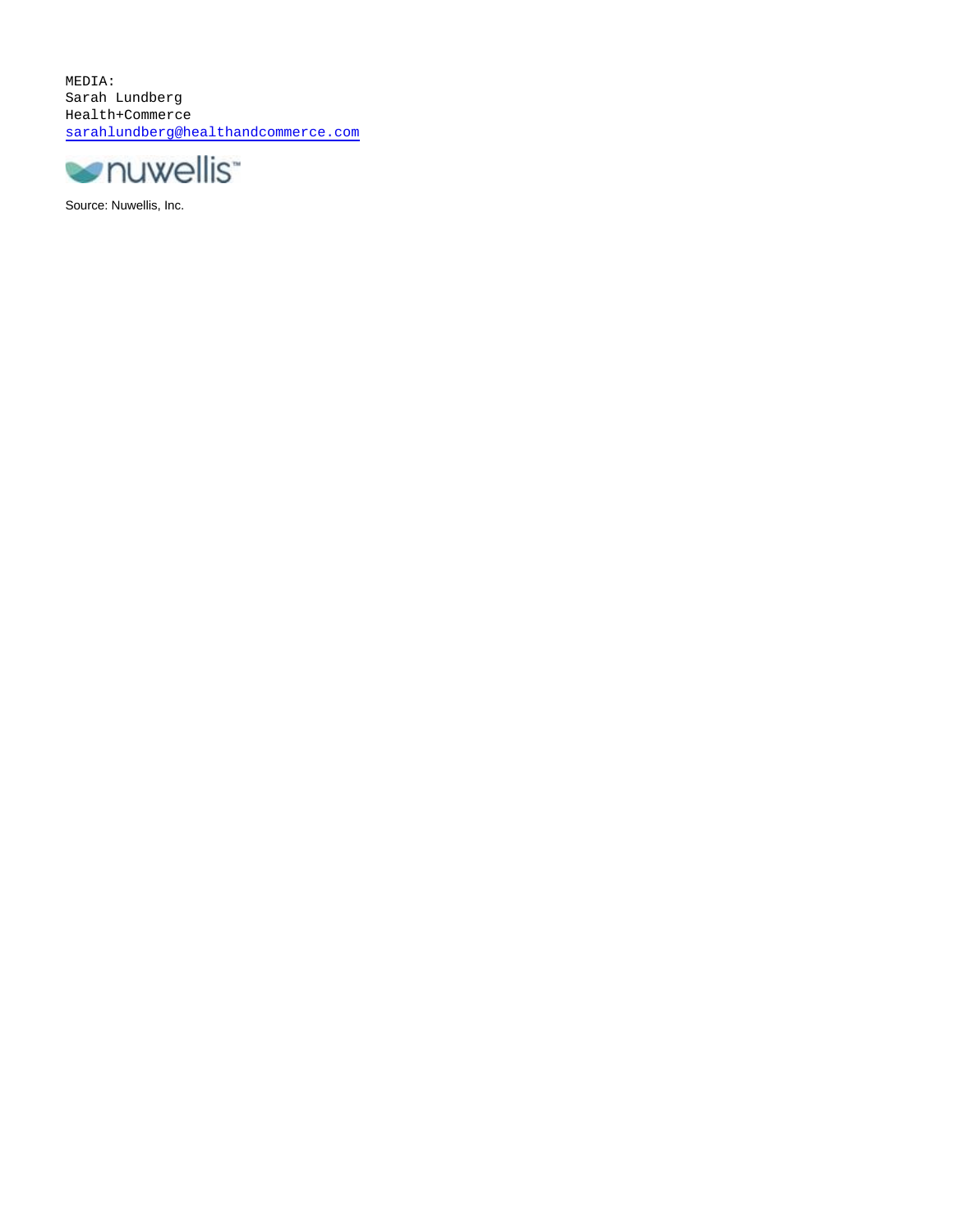MEDIA:
Sarah Lundberg
Health+Commerce
sarahlundberg@healthandcommerce.com

Source: Nuwellis, Inc.